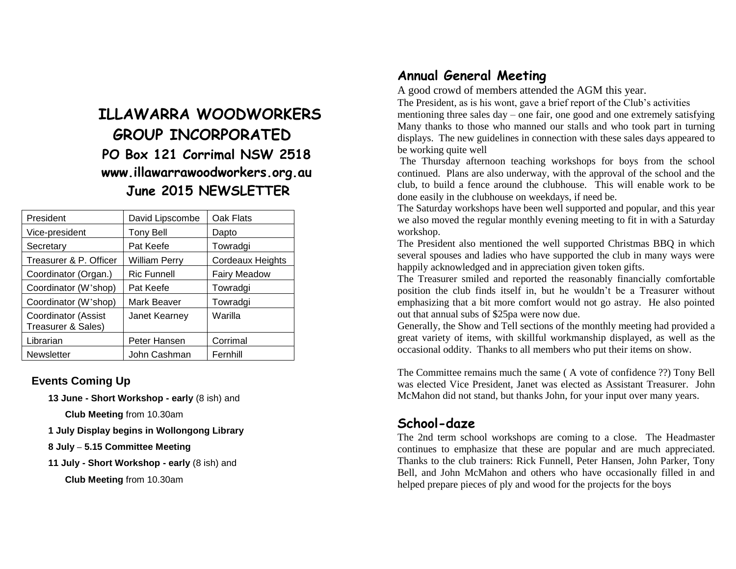# ILLAWARRA WOODWORKERS GROUP INCORPORATED

## PO Box 121 Corrimal NSW 2518

## www.illawarrawoodworkers.org.au

## June 2015 NEWSLETTER

| | | |
|---|---|---|
| President | David Lipscombe | Oak Flats |
| Vice-president | Tony Bell | Dapto |
| Secretary | Pat Keefe | Towradgi |
| Treasurer & P. Officer | William Perry | Cordeaux Heights |
| Coordinator (Organ.) | Ric Funnell | Fairy Meadow |
| Coordinator (W'shop) | Pat Keefe | Towradgi |
| Coordinator (W'shop) | Mark Beaver | Towradgi |
| Coordinator (Assist Treasurer & Sales) | Janet Kearney | Warilla |
| Librarian | Peter Hansen | Corrimal |
| Newsletter | John Cashman | Fernhill |

### Events Coming Up

**13 June - Short Workshop - early** (8 ish) and
**Club Meeting** from 10.30am

**1 July Display begins in Wollongong Library**

**8 July** – **5.15 Committee Meeting**

**11 July - Short Workshop - early** (8 ish) and
**Club Meeting** from 10.30am

## Annual General Meeting

A good crowd of members attended the AGM this year.

The President, as is his wont, gave a brief report of the Club's activities mentioning three sales day – one fair, one good and one extremely satisfying Many thanks to those who manned our stalls and who took part in turning displays. The new guidelines in connection with these sales days appeared to be working quite well

The Thursday afternoon teaching workshops for boys from the school continued. Plans are also underway, with the approval of the school and the club, to build a fence around the clubhouse. This will enable work to be done easily in the clubhouse on weekdays, if need be.

The Saturday workshops have been well supported and popular, and this year we also moved the regular monthly evening meeting to fit in with a Saturday workshop.

The President also mentioned the well supported Christmas BBQ in which several spouses and ladies who have supported the club in many ways were happily acknowledged and in appreciation given token gifts.

The Treasurer smiled and reported the reasonably financially comfortable position the club finds itself in, but he wouldn't be a Treasurer without emphasizing that a bit more comfort would not go astray. He also pointed out that annual subs of $25pa were now due.

Generally, the Show and Tell sections of the monthly meeting had provided a great variety of items, with skillful workmanship displayed, as well as the occasional oddity. Thanks to all members who put their items on show.

The Committee remains much the same ( A vote of confidence ??) Tony Bell was elected Vice President, Janet was elected as Assistant Treasurer. John McMahon did not stand, but thanks John, for your input over many years.

## School-daze

The 2nd term school workshops are coming to a close. The Headmaster continues to emphasize that these are popular and are much appreciated. Thanks to the club trainers: Rick Funnell, Peter Hansen, John Parker, Tony Bell, and John McMahon and others who have occasionally filled in and helped prepare pieces of ply and wood for the projects for the boys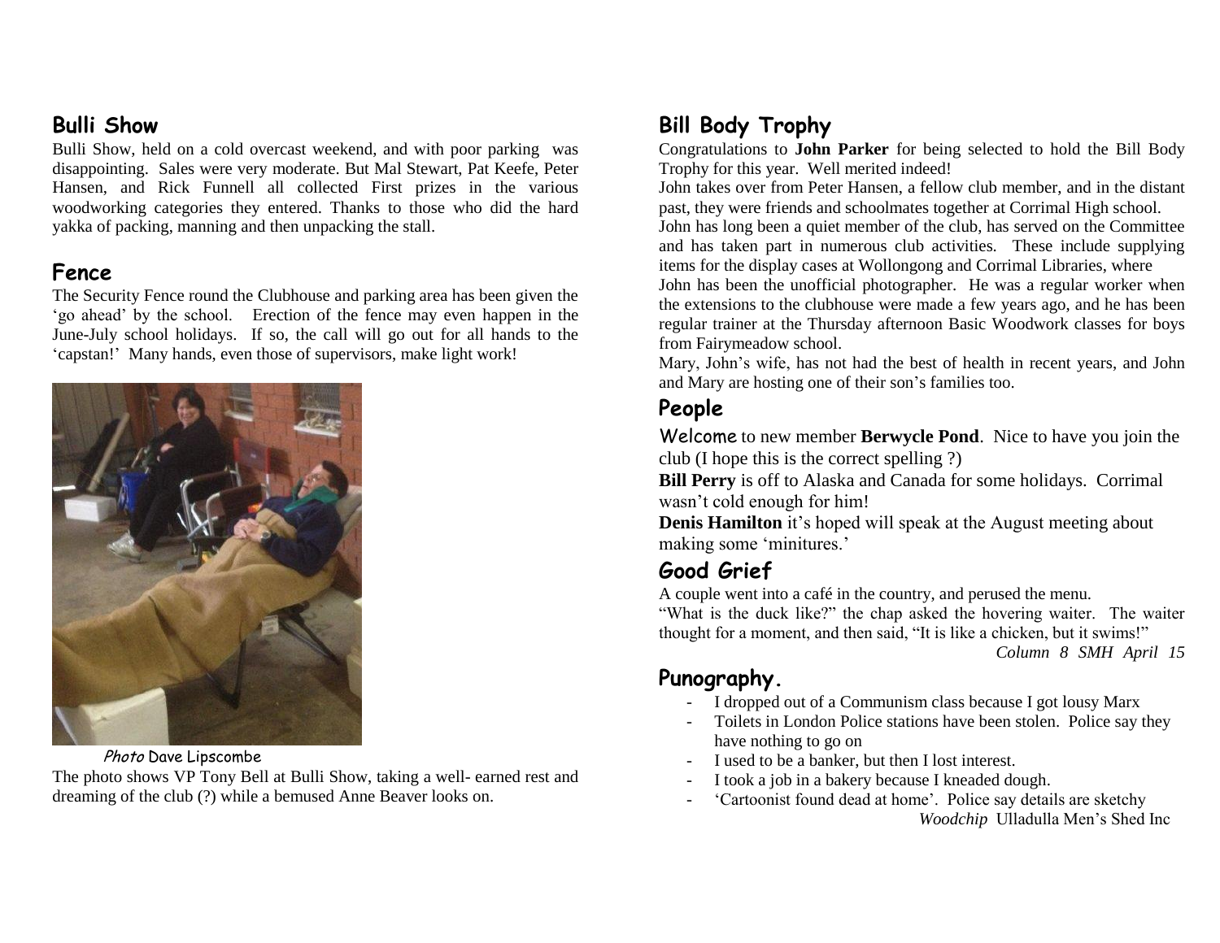## Bulli Show

Bulli Show, held on a cold overcast weekend, and with poor parking was disappointing. Sales were very moderate. But Mal Stewart, Pat Keefe, Peter Hansen, and Rick Funnell all collected First prizes in the various woodworking categories they entered. Thanks to those who did the hard yakka of packing, manning and then unpacking the stall.

## Fence

The Security Fence round the Clubhouse and parking area has been given the 'go ahead' by the school. Erection of the fence may even happen in the June-July school holidays. If so, the call will go out for all hands to the 'capstan!' Many hands, even those of supervisors, make light work!

*Photo* Dave Lipscombe

The photo shows VP Tony Bell at Bulli Show, taking a well- earned rest and dreaming of the club (?) while a bemused Anne Beaver looks on.

## Bill Body Trophy

Congratulations to **John Parker** for being selected to hold the Bill Body Trophy for this year. Well merited indeed!

John takes over from Peter Hansen, a fellow club member, and in the distant past, they were friends and schoolmates together at Corrimal High school.

John has long been a quiet member of the club, has served on the Committee and has taken part in numerous club activities. These include supplying items for the display cases at Wollongong and Corrimal Libraries, where John has been the unofficial photographer. He was a regular worker when the extensions to the clubhouse were made a few years ago, and he has been regular trainer at the Thursday afternoon Basic Woodwork classes for boys from Fairymeadow school.

Mary, John's wife, has not had the best of health in recent years, and John and Mary are hosting one of their son's families too.

## People

Welcome to new member **Berwycle Pond**. Nice to have you join the club (I hope this is the correct spelling ?)

**Bill Perry** is off to Alaska and Canada for some holidays. Corrimal wasn't cold enough for him!

**Denis Hamilton** it's hoped will speak at the August meeting about making some 'minitures.'

## Good Grief

A couple went into a café in the country, and perused the menu.

"What is the duck like?" the chap asked the hovering waiter. The waiter thought for a moment, and then said, "It is like a chicken, but it swims!"

*Column 8 SMH April 15*

## Punography.

- I dropped out of a Communism class because I got lousy Marx
- Toilets in London Police stations have been stolen. Police say they have nothing to go on
- I used to be a banker, but then I lost interest.
- I took a job in a bakery because I kneaded dough.
- 'Cartoonist found dead at home'. Police say details are sketchy

*Woodchip* Ulladulla Men's Shed Inc